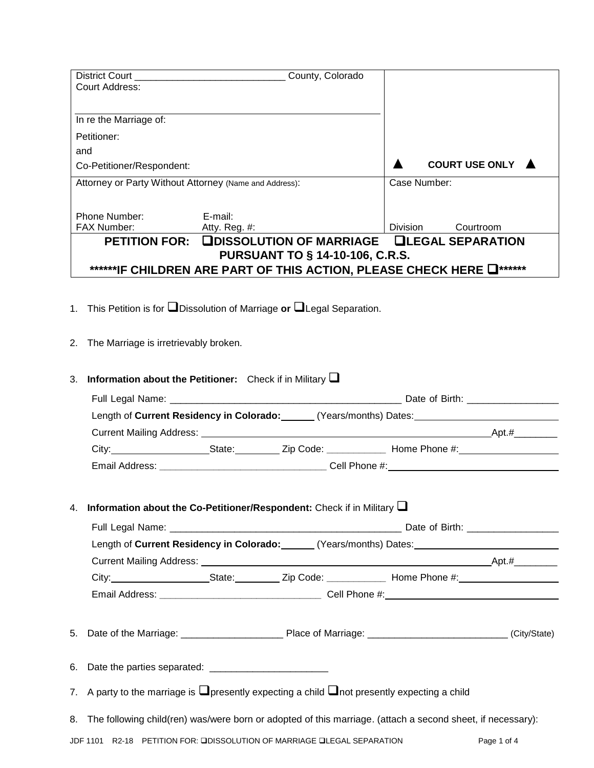| District Court ___________________________ County, Colorado<br>Court Address:<br><br>In re the Marriage of:<br>Petitioner:<br>and<br>Co-Petitioner/Respondent: | ▲ COURT USE ONLY ▲ |
|---|---|
| Attorney or Party Without Attorney (Name and Address):<br><br>Phone Number: E-mail:<br>FAX Number: Atty. Reg. #: | Case Number:<br><br>Division Courtroom |

**PETITION FOR: ❑DISSOLUTION OF MARRIAGE ❑LEGAL SEPARATION PURSUANT TO § 14-10-106, C.R.S.**

**\*\*\*\*\*\*IF CHILDREN ARE PART OF THIS ACTION, PLEASE CHECK HERE ❑\*\*\*\*\*\***

1. This Petition is for ❑Dissolution of Marriage **or** ❑Legal Separation.

2. The Marriage is irretrievably broken.

3. **Information about the Petitioner:** Check if in Military ❑

   Full Legal Name: ___________________________________________ Date of Birth: ________________

   Length of **Current Residency in Colorado:** ______ (Years/months) Dates: ____________________

   Current Mailing Address: ____________________________________________________ Apt.#________

   City: __________________ State: ________ Zip Code: ___________ Home Phone #: __________________

   Email Address: ______________________________ Cell Phone #: ______________________________

4. **Information about the Co-Petitioner/Respondent:** Check if in Military ❑

   Full Legal Name: ___________________________________________ Date of Birth: ________________

   Length of **Current Residency in Colorado:** ______ (Years/months) Dates: ____________________

   Current Mailing Address: ____________________________________________________ Apt.#________

   City: __________________ State: ________ Zip Code: ___________ Home Phone #: __________________

   Email Address: ______________________________ Cell Phone #: ______________________________

5. Date of the Marriage: __________________ Place of Marriage: _________________________ (City/State)

6. Date the parties separated: _____________________

7. A party to the marriage is ❑presently expecting a child ❑not presently expecting a child

8. The following child(ren) was/were born or adopted of this marriage. (attach a second sheet, if necessary):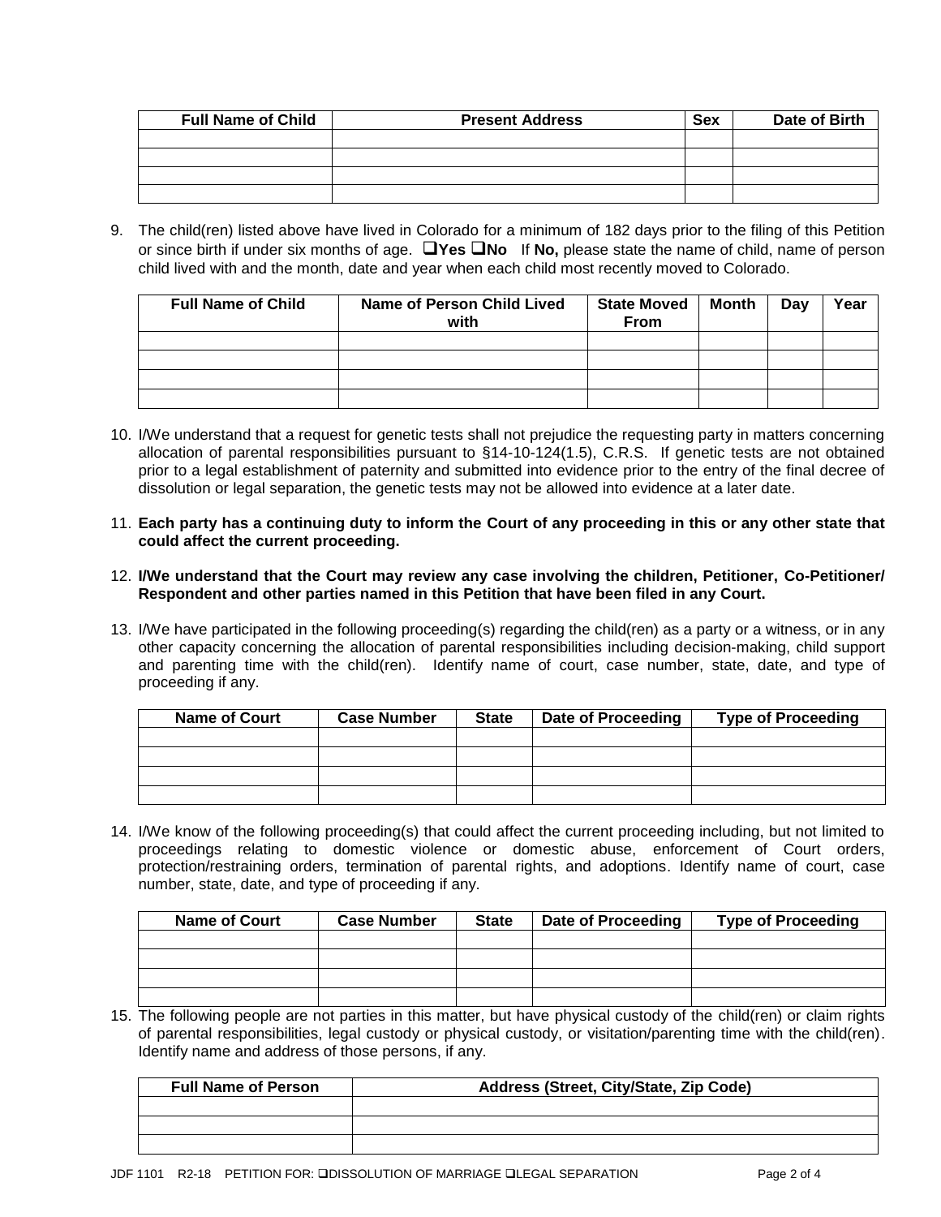| Full Name of Child | Present Address | Sex | Date of Birth |
|---|---|---|---|
| | | | |
| | | | |
| | | | |
| | | | |

9. The child(ren) listed above have lived in Colorado for a minimum of 182 days prior to the filing of this Petition or since birth if under six months of age. ❑**Yes** ❑**No** If **No,** please state the name of child, name of person child lived with and the month, date and year when each child most recently moved to Colorado.

| Full Name of Child | Name of Person Child Lived with | State Moved From | Month | Day | Year |
|---|---|---|---|---|---|
| | | | | | |
| | | | | | |
| | | | | | |
| | | | | | |

10. I/We understand that a request for genetic tests shall not prejudice the requesting party in matters concerning allocation of parental responsibilities pursuant to §14-10-124(1.5), C.R.S. If genetic tests are not obtained prior to a legal establishment of paternity and submitted into evidence prior to the entry of the final decree of dissolution or legal separation, the genetic tests may not be allowed into evidence at a later date.

11. **Each party has a continuing duty to inform the Court of any proceeding in this or any other state that could affect the current proceeding.**

12. **I/We understand that the Court may review any case involving the children, Petitioner, Co-Petitioner/ Respondent and other parties named in this Petition that have been filed in any Court.**

13. I/We have participated in the following proceeding(s) regarding the child(ren) as a party or a witness, or in any other capacity concerning the allocation of parental responsibilities including decision-making, child support and parenting time with the child(ren). Identify name of court, case number, state, date, and type of proceeding if any.

| Name of Court | Case Number | State | Date of Proceeding | Type of Proceeding |
|---|---|---|---|---|
| | | | | |
| | | | | |
| | | | | |
| | | | | |

14. I/We know of the following proceeding(s) that could affect the current proceeding including, but not limited to proceedings relating to domestic violence or domestic abuse, enforcement of Court orders, protection/restraining orders, termination of parental rights, and adoptions. Identify name of court, case number, state, date, and type of proceeding if any.

| Name of Court | Case Number | State | Date of Proceeding | Type of Proceeding |
|---|---|---|---|---|
| | | | | |
| | | | | |
| | | | | |
| | | | | |

15. The following people are not parties in this matter, but have physical custody of the child(ren) or claim rights of parental responsibilities, legal custody or physical custody, or visitation/parenting time with the child(ren). Identify name and address of those persons, if any.

| Full Name of Person | Address (Street, City/State, Zip Code) |
|---|---|
| | |
| | |
| | |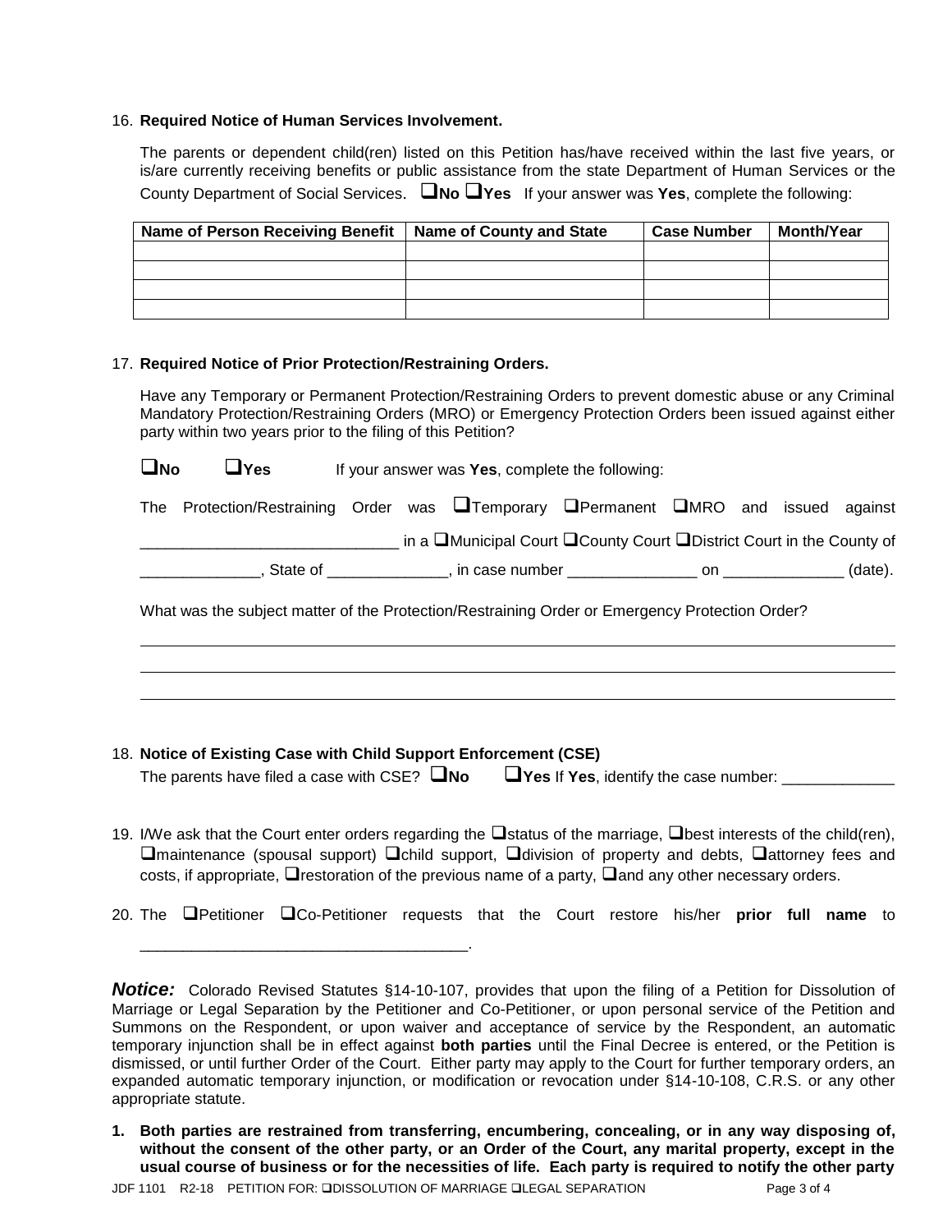16. **Required Notice of Human Services Involvement.**

The parents or dependent child(ren) listed on this Petition has/have received within the last five years, or is/are currently receiving benefits or public assistance from the state Department of Human Services or the County Department of Social Services. ❑**No** ❑**Yes** If your answer was **Yes**, complete the following:

| Name of Person Receiving Benefit | Name of County and State | Case Number | Month/Year |
|---|---|---|---|
| | | | |
| | | | |
| | | | |
| | | | |

17. **Required Notice of Prior Protection/Restraining Orders.**

Have any Temporary or Permanent Protection/Restraining Orders to prevent domestic abuse or any Criminal Mandatory Protection/Restraining Orders (MRO) or Emergency Protection Orders been issued against either party within two years prior to the filing of this Petition?

❑**No** ❑**Yes** If your answer was **Yes**, complete the following:

The Protection/Restraining Order was ❑Temporary ❑Permanent ❑MRO and issued against ______________________________ in a ❑Municipal Court ❑County Court ❑District Court in the County of ______________, State of ______________, in case number _______________ on ______________ (date).

What was the subject matter of the Protection/Restraining Order or Emergency Protection Order?

______________________________________________________________________________

______________________________________________________________________________

______________________________________________________________________________

18. **Notice of Existing Case with Child Support Enforcement (CSE)**

The parents have filed a case with CSE? ❑**No** ❑**Yes** If **Yes**, identify the case number: _____________

19. I/We ask that the Court enter orders regarding the ❑status of the marriage, ❑best interests of the child(ren), ❑maintenance (spousal support) ❑child support, ❑division of property and debts, ❑attorney fees and costs, if appropriate, ❑restoration of the previous name of a party, ❑and any other necessary orders.

20. The ❑Petitioner ❑Co-Petitioner requests that the Court restore his/her **prior full name** to _____________________________________.

***Notice:*** Colorado Revised Statutes §14-10-107, provides that upon the filing of a Petition for Dissolution of Marriage or Legal Separation by the Petitioner and Co-Petitioner, or upon personal service of the Petition and Summons on the Respondent, or upon waiver and acceptance of service by the Respondent, an automatic temporary injunction shall be in effect against **both parties** until the Final Decree is entered, or the Petition is dismissed, or until further Order of the Court. Either party may apply to the Court for further temporary orders, an expanded automatic temporary injunction, or modification or revocation under §14-10-108, C.R.S. or any other appropriate statute.

1. **Both parties are restrained from transferring, encumbering, concealing, or in any way disposing of, without the consent of the other party, or an Order of the Court, any marital property, except in the usual course of business or for the necessities of life. Each party is required to notify the other party**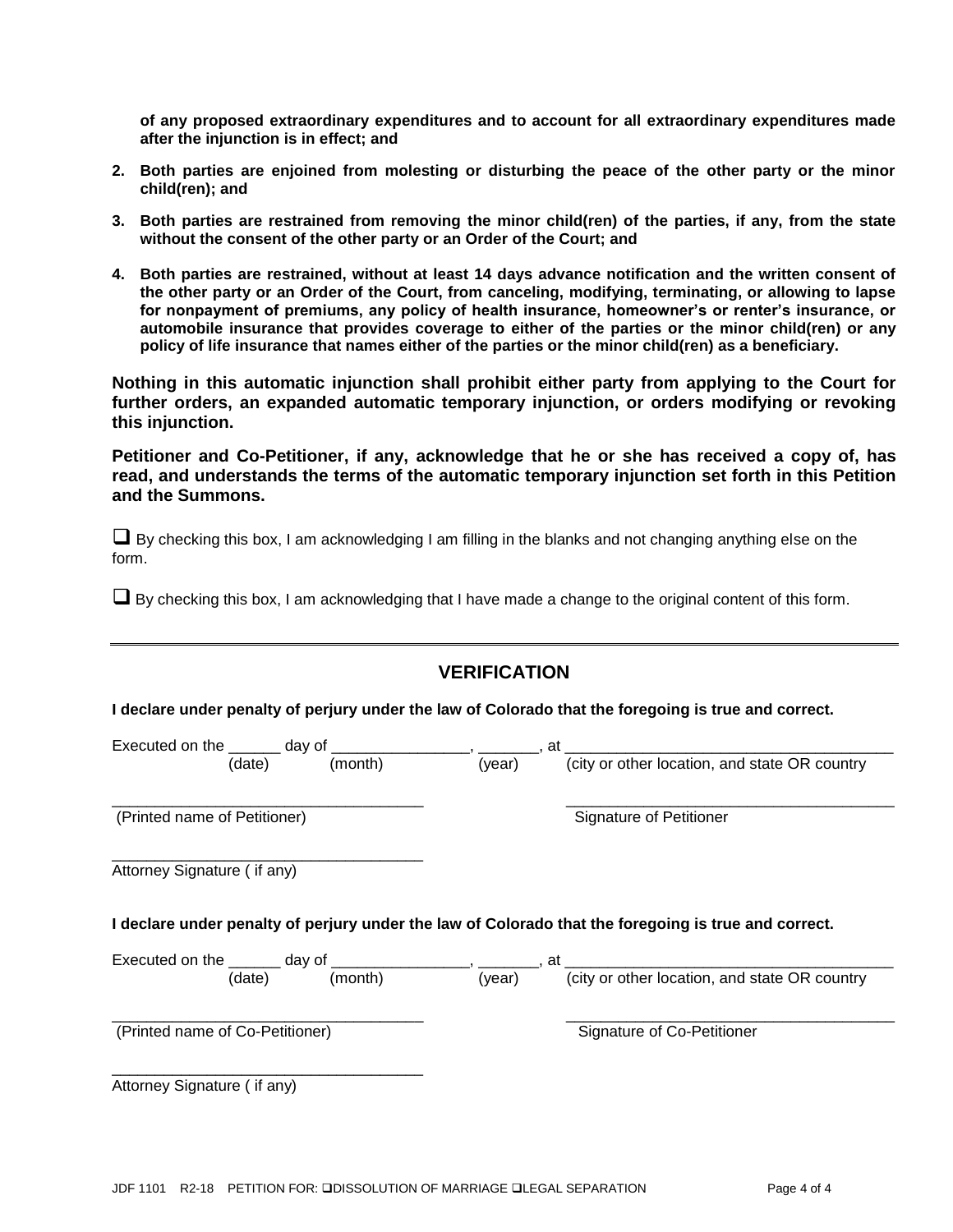**of any proposed extraordinary expenditures and to account for all extraordinary expenditures made after the injunction is in effect; and**

2. **Both parties are enjoined from molesting or disturbing the peace of the other party or the minor child(ren); and**

3. **Both parties are restrained from removing the minor child(ren) of the parties, if any, from the state without the consent of the other party or an Order of the Court; and**

4. **Both parties are restrained, without at least 14 days advance notification and the written consent of the other party or an Order of the Court, from canceling, modifying, terminating, or allowing to lapse for nonpayment of premiums, any policy of health insurance, homeowner's or renter's insurance, or automobile insurance that provides coverage to either of the parties or the minor child(ren) or any policy of life insurance that names either of the parties or the minor child(ren) as a beneficiary.**

**Nothing in this automatic injunction shall prohibit either party from applying to the Court for further orders, an expanded automatic temporary injunction, or orders modifying or revoking this injunction.**

**Petitioner and Co-Petitioner, if any, acknowledge that he or she has received a copy of, has read, and understands the terms of the automatic temporary injunction set forth in this Petition and the Summons.**

❑ By checking this box, I am acknowledging I am filling in the blanks and not changing anything else on the form.

❑ By checking this box, I am acknowledging that I have made a change to the original content of this form.

---

## VERIFICATION

**I declare under penalty of perjury under the law of Colorado that the foregoing is true and correct.**

Executed on the ______ day of ________________, _______, at ______________________________________
(date) (month) (year) (city or other location, and state OR country

____________________________________ ______________________________________
(Printed name of Petitioner) Signature of Petitioner

____________________________________
Attorney Signature ( if any)

**I declare under penalty of perjury under the law of Colorado that the foregoing is true and correct.**

Executed on the ______ day of ________________, _______, at ______________________________________
(date) (month) (year) (city or other location, and state OR country

____________________________________ ______________________________________
(Printed name of Co-Petitioner) Signature of Co-Petitioner

____________________________________
Attorney Signature ( if any)

JDF 1101 R2-18 PETITION FOR: ❑DISSOLUTION OF MARRIAGE ❑LEGAL SEPARATION